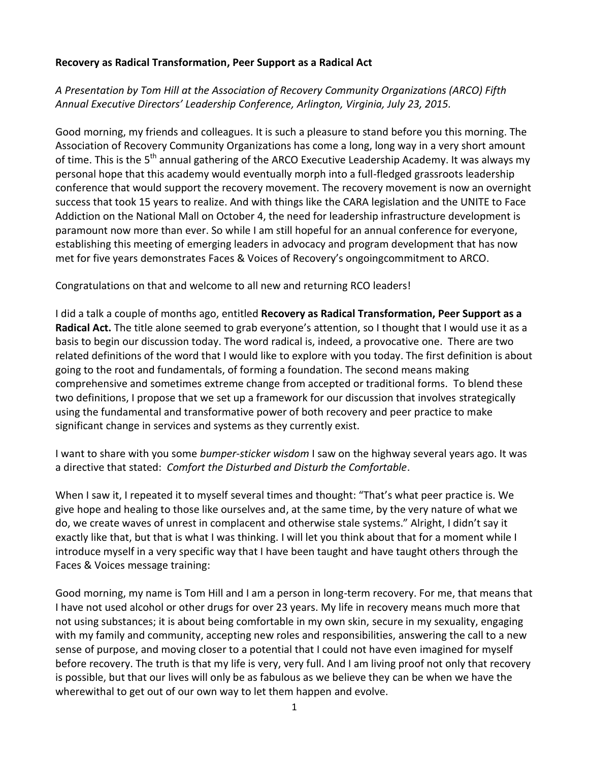**Recovery as Radical Transformation, Peer Support as a Radical Act**

*A Presentation by Tom Hill at the Association of Recovery Community Organizations (ARCO) Fifth Annual Executive Directors' Leadership Conference, Arlington, Virginia, July 23, 2015.*

Good morning, my friends and colleagues. It is such a pleasure to stand before you this morning. The Association of Recovery Community Organizations has come a long, long way in a very short amount of time. This is the 5th annual gathering of the ARCO Executive Leadership Academy. It was always my personal hope that this academy would eventually morph into a full-fledged grassroots leadership conference that would support the recovery movement. The recovery movement is now an overnight success that took 15 years to realize. And with things like the CARA legislation and the UNITE to Face Addiction on the National Mall on October 4, the need for leadership infrastructure development is paramount now more than ever. So while I am still hopeful for an annual conference for everyone, establishing this meeting of emerging leaders in advocacy and program development that has now met for five years demonstrates Faces & Voices of Recovery's ongoingcommitment to ARCO.

Congratulations on that and welcome to all new and returning RCO leaders!

I did a talk a couple of months ago, entitled **Recovery as Radical Transformation, Peer Support as a Radical Act.** The title alone seemed to grab everyone's attention, so I thought that I would use it as a basis to begin our discussion today. The word radical is, indeed, a provocative one. There are two related definitions of the word that I would like to explore with you today. The first definition is about going to the root and fundamentals, of forming a foundation. The second means making comprehensive and sometimes extreme change from accepted or traditional forms. To blend these two definitions, I propose that we set up a framework for our discussion that involves strategically using the fundamental and transformative power of both recovery and peer practice to make significant change in services and systems as they currently exist.

I want to share with you some *bumper-sticker wisdom* I saw on the highway several years ago. It was a directive that stated: *Comfort the Disturbed and Disturb the Comfortable*.

When I saw it, I repeated it to myself several times and thought: "That's what peer practice is. We give hope and healing to those like ourselves and, at the same time, by the very nature of what we do, we create waves of unrest in complacent and otherwise stale systems." Alright, I didn't say it exactly like that, but that is what I was thinking. I will let you think about that for a moment while I introduce myself in a very specific way that I have been taught and have taught others through the Faces & Voices message training:

Good morning, my name is Tom Hill and I am a person in long-term recovery. For me, that means that I have not used alcohol or other drugs for over 23 years. My life in recovery means much more that not using substances; it is about being comfortable in my own skin, secure in my sexuality, engaging with my family and community, accepting new roles and responsibilities, answering the call to a new sense of purpose, and moving closer to a potential that I could not have even imagined for myself before recovery. The truth is that my life is very, very full. And I am living proof not only that recovery is possible, but that our lives will only be as fabulous as we believe they can be when we have the wherewithal to get out of our own way to let them happen and evolve.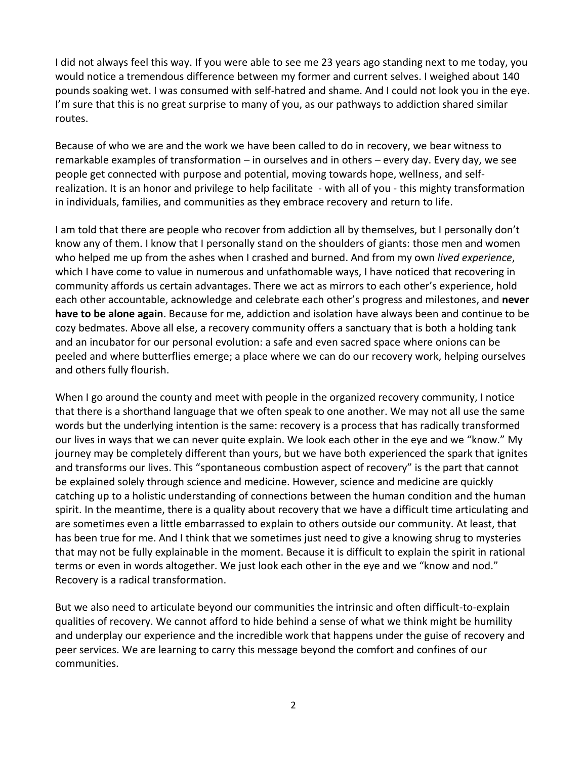I did not always feel this way. If you were able to see me 23 years ago standing next to me today, you would notice a tremendous difference between my former and current selves. I weighed about 140 pounds soaking wet. I was consumed with self-hatred and shame. And I could not look you in the eye. I'm sure that this is no great surprise to many of you, as our pathways to addiction shared similar routes.

Because of who we are and the work we have been called to do in recovery, we bear witness to remarkable examples of transformation – in ourselves and in others – every day. Every day, we see people get connected with purpose and potential, moving towards hope, wellness, and self-realization. It is an honor and privilege to help facilitate - with all of you - this mighty transformation in individuals, families, and communities as they embrace recovery and return to life.

I am told that there are people who recover from addiction all by themselves, but I personally don't know any of them. I know that I personally stand on the shoulders of giants: those men and women who helped me up from the ashes when I crashed and burned. And from my own *lived experience*, which I have come to value in numerous and unfathomable ways, I have noticed that recovering in community affords us certain advantages. There we act as mirrors to each other's experience, hold each other accountable, acknowledge and celebrate each other's progress and milestones, and **never have to be alone again**. Because for me, addiction and isolation have always been and continue to be cozy bedmates. Above all else, a recovery community offers a sanctuary that is both a holding tank and an incubator for our personal evolution: a safe and even sacred space where onions can be peeled and where butterflies emerge; a place where we can do our recovery work, helping ourselves and others fully flourish.

When I go around the county and meet with people in the organized recovery community, I notice that there is a shorthand language that we often speak to one another. We may not all use the same words but the underlying intention is the same: recovery is a process that has radically transformed our lives in ways that we can never quite explain. We look each other in the eye and we "know." My journey may be completely different than yours, but we have both experienced the spark that ignites and transforms our lives. This "spontaneous combustion aspect of recovery" is the part that cannot be explained solely through science and medicine. However, science and medicine are quickly catching up to a holistic understanding of connections between the human condition and the human spirit. In the meantime, there is a quality about recovery that we have a difficult time articulating and are sometimes even a little embarrassed to explain to others outside our community. At least, that has been true for me. And I think that we sometimes just need to give a knowing shrug to mysteries that may not be fully explainable in the moment. Because it is difficult to explain the spirit in rational terms or even in words altogether. We just look each other in the eye and we "know and nod." Recovery is a radical transformation.

But we also need to articulate beyond our communities the intrinsic and often difficult-to-explain qualities of recovery. We cannot afford to hide behind a sense of what we think might be humility and underplay our experience and the incredible work that happens under the guise of recovery and peer services. We are learning to carry this message beyond the comfort and confines of our communities.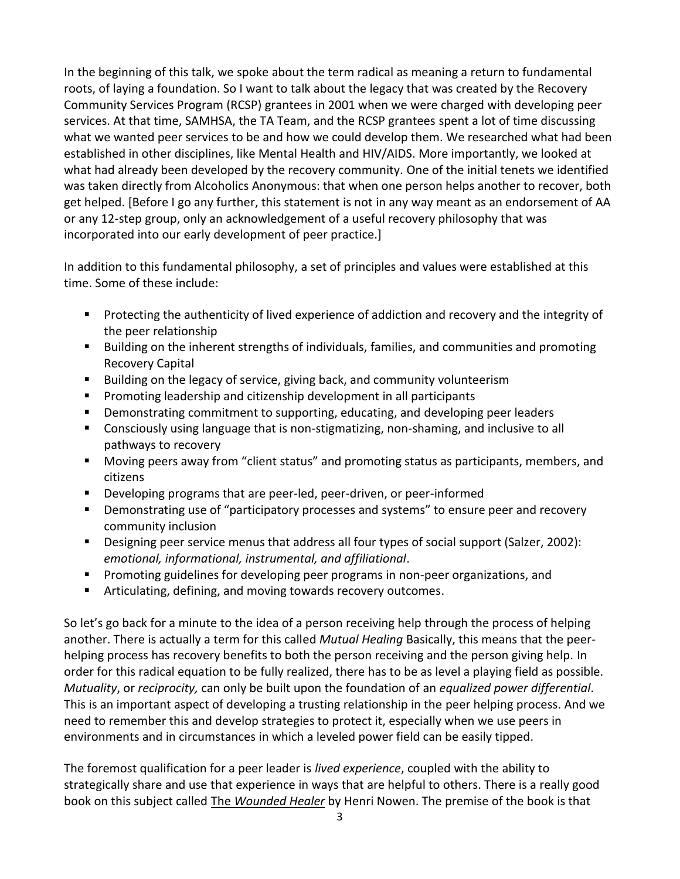In the beginning of this talk, we spoke about the term radical as meaning a return to fundamental roots, of laying a foundation. So I want to talk about the legacy that was created by the Recovery Community Services Program (RCSP) grantees in 2001 when we were charged with developing peer services. At that time, SAMHSA, the TA Team, and the RCSP grantees spent a lot of time discussing what we wanted peer services to be and how we could develop them. We researched what had been established in other disciplines, like Mental Health and HIV/AIDS. More importantly, we looked at what had already been developed by the recovery community. One of the initial tenets we identified was taken directly from Alcoholics Anonymous: that when one person helps another to recover, both get helped. [Before I go any further, this statement is not in any way meant as an endorsement of AA or any 12-step group, only an acknowledgement of a useful recovery philosophy that was incorporated into our early development of peer practice.]

In addition to this fundamental philosophy, a set of principles and values were established at this time. Some of these include:

- Protecting the authenticity of lived experience of addiction and recovery and the integrity of the peer relationship
- Building on the inherent strengths of individuals, families, and communities and promoting Recovery Capital
- Building on the legacy of service, giving back, and community volunteerism
- Promoting leadership and citizenship development in all participants
- Demonstrating commitment to supporting, educating, and developing peer leaders
- Consciously using language that is non-stigmatizing, non-shaming, and inclusive to all pathways to recovery
- Moving peers away from "client status" and promoting status as participants, members, and citizens
- Developing programs that are peer-led, peer-driven, or peer-informed
- Demonstrating use of "participatory processes and systems" to ensure peer and recovery community inclusion
- Designing peer service menus that address all four types of social support (Salzer, 2002): *emotional, informational, instrumental, and affiliational*.
- Promoting guidelines for developing peer programs in non-peer organizations, and
- Articulating, defining, and moving towards recovery outcomes.

So let's go back for a minute to the idea of a person receiving help through the process of helping another. There is actually a term for this called *Mutual Healing* Basically, this means that the peer-helping process has recovery benefits to both the person receiving and the person giving help. In order for this radical equation to be fully realized, there has to be as level a playing field as possible. *Mutuality*, or *reciprocity,* can only be built upon the foundation of an *equalized power differential*. This is an important aspect of developing a trusting relationship in the peer helping process. And we need to remember this and develop strategies to protect it, especially when we use peers in environments and in circumstances in which a leveled power field can be easily tipped.

The foremost qualification for a peer leader is *lived experience*, coupled with the ability to strategically share and use that experience in ways that are helpful to others. There is a really good book on this subject called The *Wounded Healer* by Henri Nowen. The premise of the book is that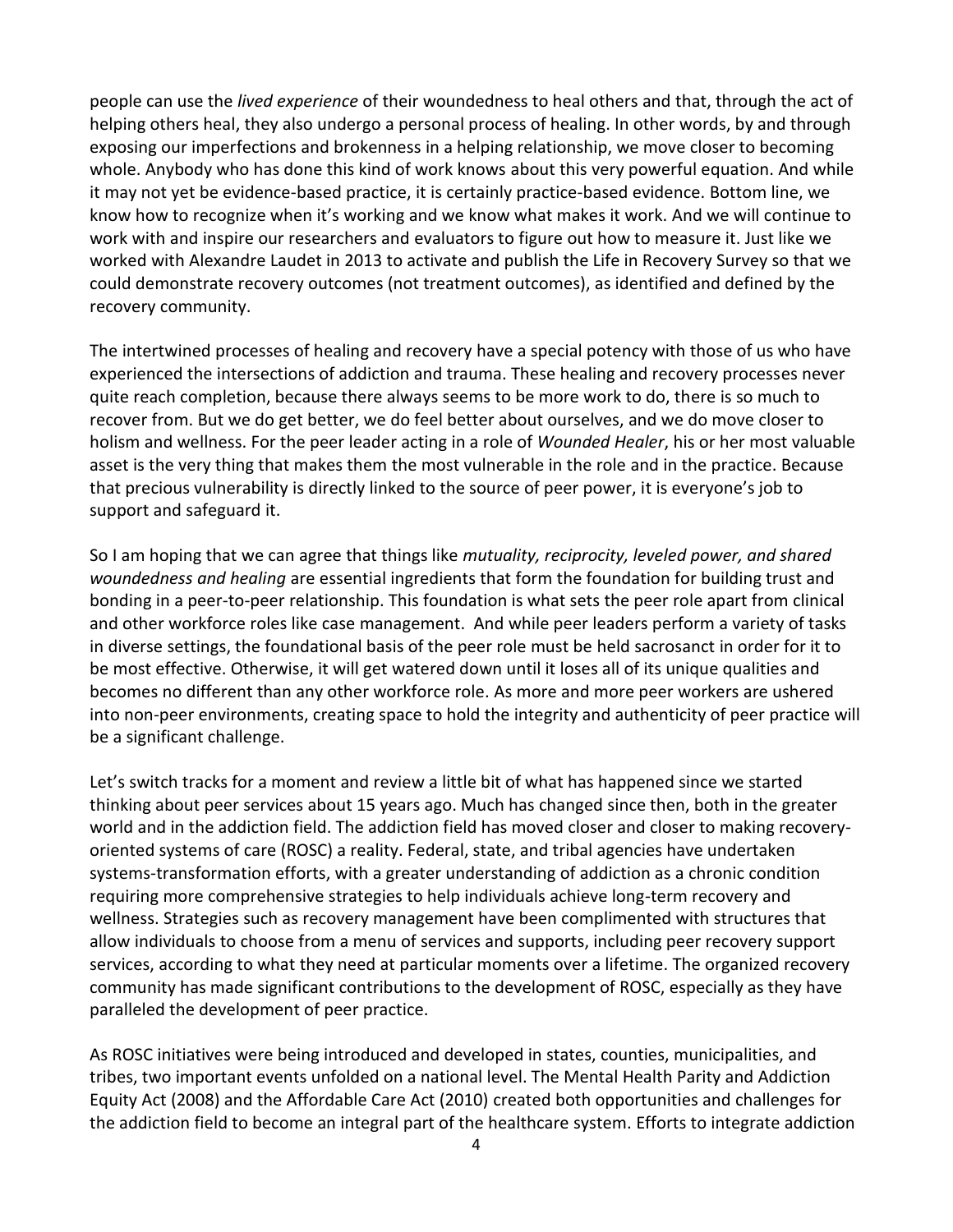people can use the *lived experience* of their woundedness to heal others and that, through the act of helping others heal, they also undergo a personal process of healing. In other words, by and through exposing our imperfections and brokenness in a helping relationship, we move closer to becoming whole. Anybody who has done this kind of work knows about this very powerful equation. And while it may not yet be evidence-based practice, it is certainly practice-based evidence. Bottom line, we know how to recognize when it's working and we know what makes it work. And we will continue to work with and inspire our researchers and evaluators to figure out how to measure it. Just like we worked with Alexandre Laudet in 2013 to activate and publish the Life in Recovery Survey so that we could demonstrate recovery outcomes (not treatment outcomes), as identified and defined by the recovery community.

The intertwined processes of healing and recovery have a special potency with those of us who have experienced the intersections of addiction and trauma. These healing and recovery processes never quite reach completion, because there always seems to be more work to do, there is so much to recover from. But we do get better, we do feel better about ourselves, and we do move closer to holism and wellness. For the peer leader acting in a role of *Wounded Healer*, his or her most valuable asset is the very thing that makes them the most vulnerable in the role and in the practice. Because that precious vulnerability is directly linked to the source of peer power, it is everyone's job to support and safeguard it.

So I am hoping that we can agree that things like *mutuality, reciprocity, leveled power, and shared woundedness and healing* are essential ingredients that form the foundation for building trust and bonding in a peer-to-peer relationship. This foundation is what sets the peer role apart from clinical and other workforce roles like case management. And while peer leaders perform a variety of tasks in diverse settings, the foundational basis of the peer role must be held sacrosanct in order for it to be most effective. Otherwise, it will get watered down until it loses all of its unique qualities and becomes no different than any other workforce role. As more and more peer workers are ushered into non-peer environments, creating space to hold the integrity and authenticity of peer practice will be a significant challenge.

Let's switch tracks for a moment and review a little bit of what has happened since we started thinking about peer services about 15 years ago. Much has changed since then, both in the greater world and in the addiction field. The addiction field has moved closer and closer to making recovery-oriented systems of care (ROSC) a reality. Federal, state, and tribal agencies have undertaken systems-transformation efforts, with a greater understanding of addiction as a chronic condition requiring more comprehensive strategies to help individuals achieve long-term recovery and wellness. Strategies such as recovery management have been complimented with structures that allow individuals to choose from a menu of services and supports, including peer recovery support services, according to what they need at particular moments over a lifetime. The organized recovery community has made significant contributions to the development of ROSC, especially as they have paralleled the development of peer practice.

As ROSC initiatives were being introduced and developed in states, counties, municipalities, and tribes, two important events unfolded on a national level. The Mental Health Parity and Addiction Equity Act (2008) and the Affordable Care Act (2010) created both opportunities and challenges for the addiction field to become an integral part of the healthcare system. Efforts to integrate addiction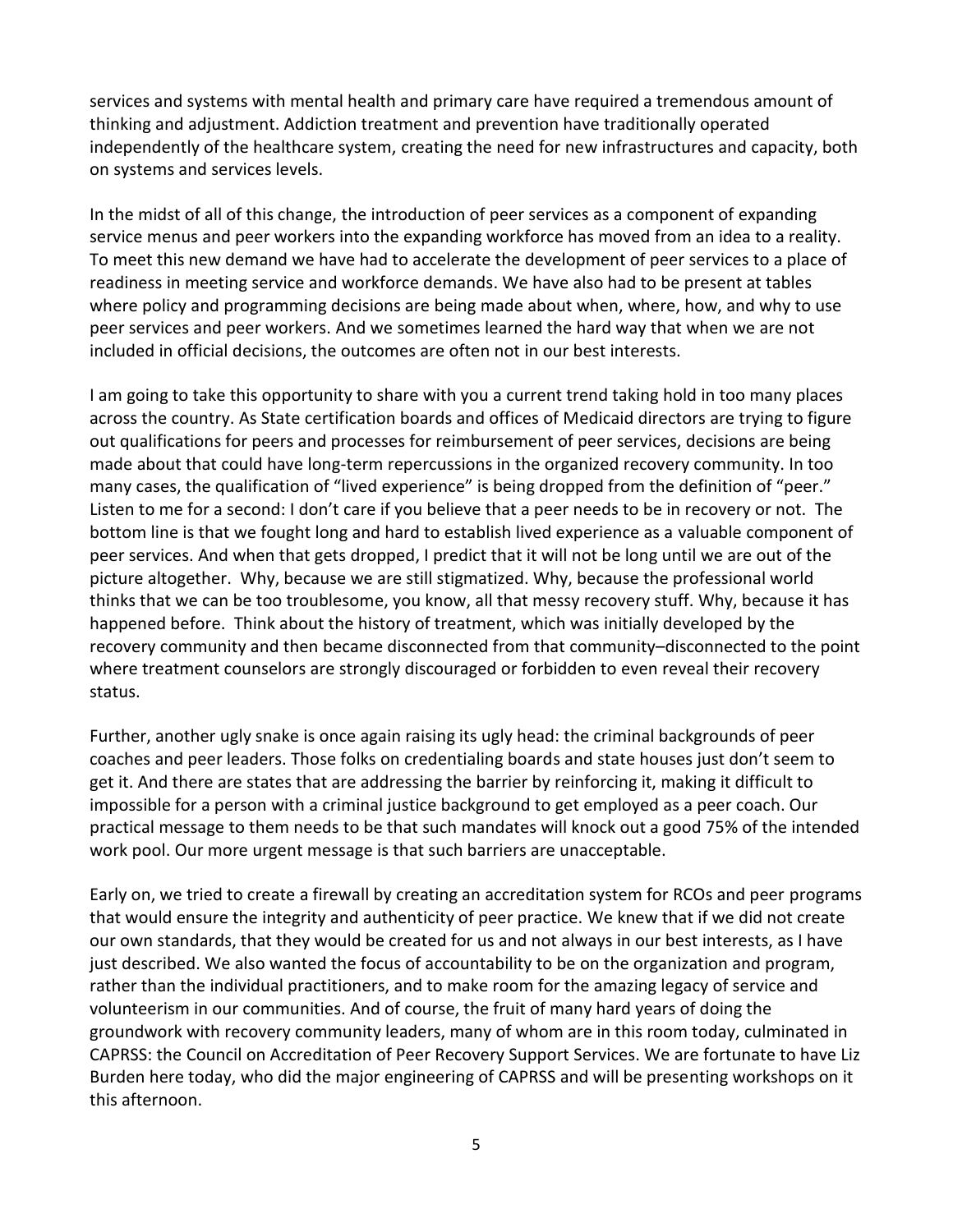services and systems with mental health and primary care have required a tremendous amount of thinking and adjustment. Addiction treatment and prevention have traditionally operated independently of the healthcare system, creating the need for new infrastructures and capacity, both on systems and services levels.

In the midst of all of this change, the introduction of peer services as a component of expanding service menus and peer workers into the expanding workforce has moved from an idea to a reality. To meet this new demand we have had to accelerate the development of peer services to a place of readiness in meeting service and workforce demands. We have also had to be present at tables where policy and programming decisions are being made about when, where, how, and why to use peer services and peer workers. And we sometimes learned the hard way that when we are not included in official decisions, the outcomes are often not in our best interests.

I am going to take this opportunity to share with you a current trend taking hold in too many places across the country. As State certification boards and offices of Medicaid directors are trying to figure out qualifications for peers and processes for reimbursement of peer services, decisions are being made about that could have long-term repercussions in the organized recovery community. In too many cases, the qualification of "lived experience" is being dropped from the definition of "peer." Listen to me for a second: I don't care if you believe that a peer needs to be in recovery or not. The bottom line is that we fought long and hard to establish lived experience as a valuable component of peer services. And when that gets dropped, I predict that it will not be long until we are out of the picture altogether. Why, because we are still stigmatized. Why, because the professional world thinks that we can be too troublesome, you know, all that messy recovery stuff. Why, because it has happened before. Think about the history of treatment, which was initially developed by the recovery community and then became disconnected from that community–disconnected to the point where treatment counselors are strongly discouraged or forbidden to even reveal their recovery status.

Further, another ugly snake is once again raising its ugly head: the criminal backgrounds of peer coaches and peer leaders. Those folks on credentialing boards and state houses just don't seem to get it. And there are states that are addressing the barrier by reinforcing it, making it difficult to impossible for a person with a criminal justice background to get employed as a peer coach. Our practical message to them needs to be that such mandates will knock out a good 75% of the intended work pool. Our more urgent message is that such barriers are unacceptable.

Early on, we tried to create a firewall by creating an accreditation system for RCOs and peer programs that would ensure the integrity and authenticity of peer practice. We knew that if we did not create our own standards, that they would be created for us and not always in our best interests, as I have just described. We also wanted the focus of accountability to be on the organization and program, rather than the individual practitioners, and to make room for the amazing legacy of service and volunteerism in our communities. And of course, the fruit of many hard years of doing the groundwork with recovery community leaders, many of whom are in this room today, culminated in CAPRSS: the Council on Accreditation of Peer Recovery Support Services. We are fortunate to have Liz Burden here today, who did the major engineering of CAPRSS and will be presenting workshops on it this afternoon.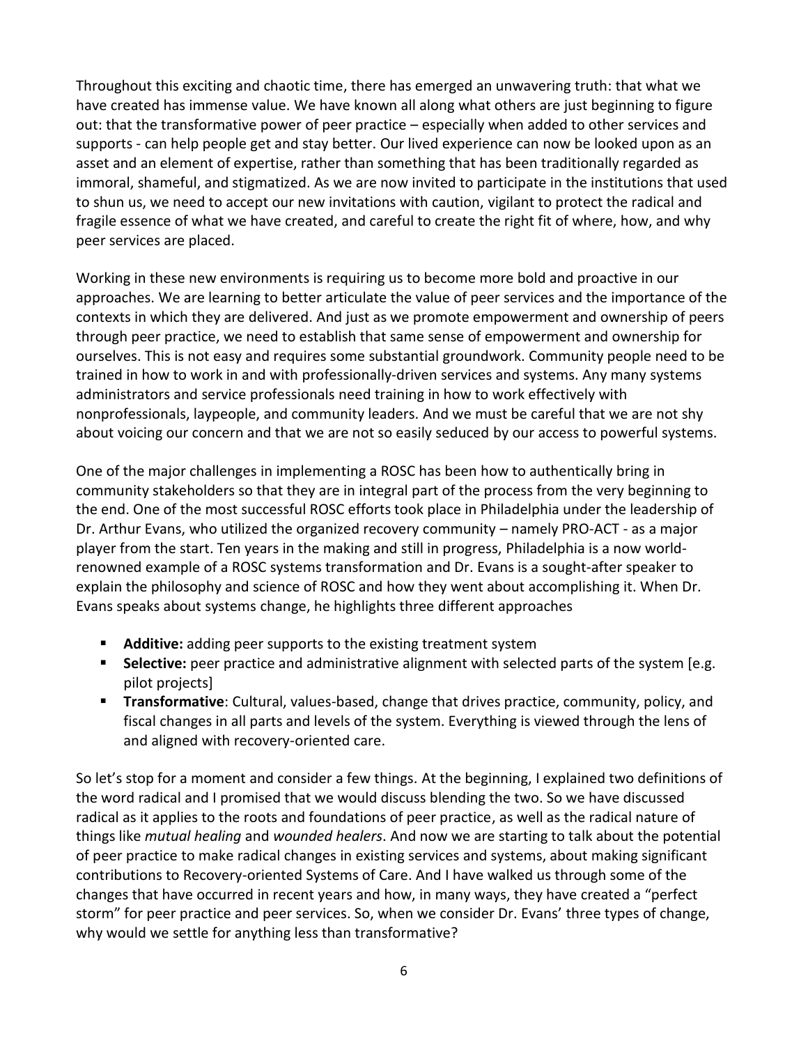Throughout this exciting and chaotic time, there has emerged an unwavering truth: that what we have created has immense value. We have known all along what others are just beginning to figure out: that the transformative power of peer practice – especially when added to other services and supports - can help people get and stay better. Our lived experience can now be looked upon as an asset and an element of expertise, rather than something that has been traditionally regarded as immoral, shameful, and stigmatized. As we are now invited to participate in the institutions that used to shun us, we need to accept our new invitations with caution, vigilant to protect the radical and fragile essence of what we have created, and careful to create the right fit of where, how, and why peer services are placed.

Working in these new environments is requiring us to become more bold and proactive in our approaches. We are learning to better articulate the value of peer services and the importance of the contexts in which they are delivered. And just as we promote empowerment and ownership of peers through peer practice, we need to establish that same sense of empowerment and ownership for ourselves. This is not easy and requires some substantial groundwork. Community people need to be trained in how to work in and with professionally-driven services and systems. Any many systems administrators and service professionals need training in how to work effectively with nonprofessionals, laypeople, and community leaders. And we must be careful that we are not shy about voicing our concern and that we are not so easily seduced by our access to powerful systems.

One of the major challenges in implementing a ROSC has been how to authentically bring in community stakeholders so that they are in integral part of the process from the very beginning to the end. One of the most successful ROSC efforts took place in Philadelphia under the leadership of Dr. Arthur Evans, who utilized the organized recovery community – namely PRO-ACT - as a major player from the start. Ten years in the making and still in progress, Philadelphia is a now world-renowned example of a ROSC systems transformation and Dr. Evans is a sought-after speaker to explain the philosophy and science of ROSC and how they went about accomplishing it. When Dr. Evans speaks about systems change, he highlights three different approaches

- **Additive:** adding peer supports to the existing treatment system
- **Selective:** peer practice and administrative alignment with selected parts of the system [e.g. pilot projects]
- **Transformative**: Cultural, values-based, change that drives practice, community, policy, and fiscal changes in all parts and levels of the system. Everything is viewed through the lens of and aligned with recovery-oriented care.

So let's stop for a moment and consider a few things. At the beginning, I explained two definitions of the word radical and I promised that we would discuss blending the two. So we have discussed radical as it applies to the roots and foundations of peer practice, as well as the radical nature of things like *mutual healing* and *wounded healers*. And now we are starting to talk about the potential of peer practice to make radical changes in existing services and systems, about making significant contributions to Recovery-oriented Systems of Care. And I have walked us through some of the changes that have occurred in recent years and how, in many ways, they have created a "perfect storm" for peer practice and peer services. So, when we consider Dr. Evans' three types of change, why would we settle for anything less than transformative?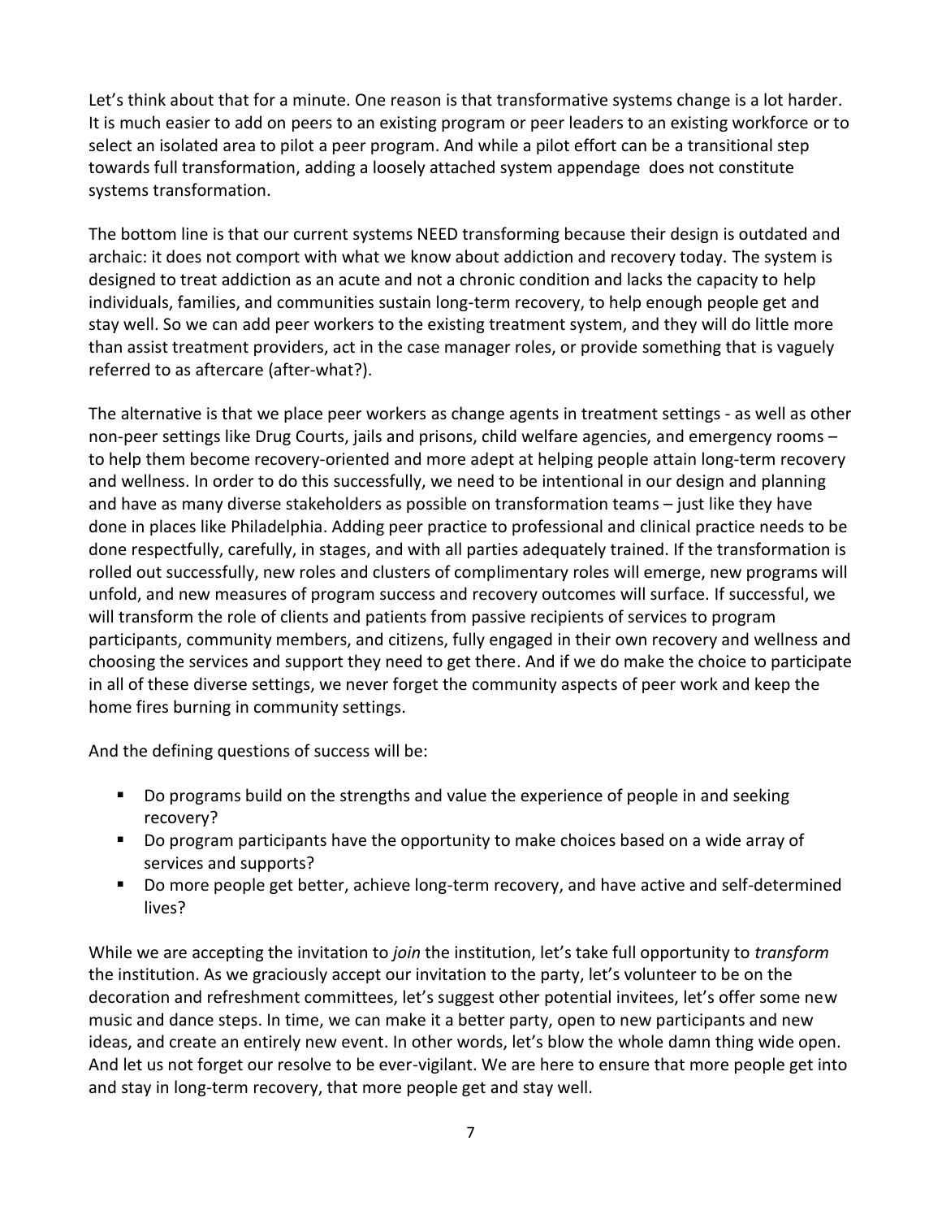Let's think about that for a minute. One reason is that transformative systems change is a lot harder. It is much easier to add on peers to an existing program or peer leaders to an existing workforce or to select an isolated area to pilot a peer program. And while a pilot effort can be a transitional step towards full transformation, adding a loosely attached system appendage does not constitute systems transformation.

The bottom line is that our current systems NEED transforming because their design is outdated and archaic: it does not comport with what we know about addiction and recovery today. The system is designed to treat addiction as an acute and not a chronic condition and lacks the capacity to help individuals, families, and communities sustain long-term recovery, to help enough people get and stay well. So we can add peer workers to the existing treatment system, and they will do little more than assist treatment providers, act in the case manager roles, or provide something that is vaguely referred to as aftercare (after-what?).

The alternative is that we place peer workers as change agents in treatment settings - as well as other non-peer settings like Drug Courts, jails and prisons, child welfare agencies, and emergency rooms – to help them become recovery-oriented and more adept at helping people attain long-term recovery and wellness. In order to do this successfully, we need to be intentional in our design and planning and have as many diverse stakeholders as possible on transformation teams – just like they have done in places like Philadelphia. Adding peer practice to professional and clinical practice needs to be done respectfully, carefully, in stages, and with all parties adequately trained. If the transformation is rolled out successfully, new roles and clusters of complimentary roles will emerge, new programs will unfold, and new measures of program success and recovery outcomes will surface. If successful, we will transform the role of clients and patients from passive recipients of services to program participants, community members, and citizens, fully engaged in their own recovery and wellness and choosing the services and support they need to get there. And if we do make the choice to participate in all of these diverse settings, we never forget the community aspects of peer work and keep the home fires burning in community settings.

And the defining questions of success will be:

- Do programs build on the strengths and value the experience of people in and seeking recovery?
- Do program participants have the opportunity to make choices based on a wide array of services and supports?
- Do more people get better, achieve long-term recovery, and have active and self-determined lives?

While we are accepting the invitation to *join* the institution, let's take full opportunity to *transform* the institution. As we graciously accept our invitation to the party, let's volunteer to be on the decoration and refreshment committees, let's suggest other potential invitees, let's offer some new music and dance steps. In time, we can make it a better party, open to new participants and new ideas, and create an entirely new event. In other words, let's blow the whole damn thing wide open. And let us not forget our resolve to be ever-vigilant. We are here to ensure that more people get into and stay in long-term recovery, that more people get and stay well.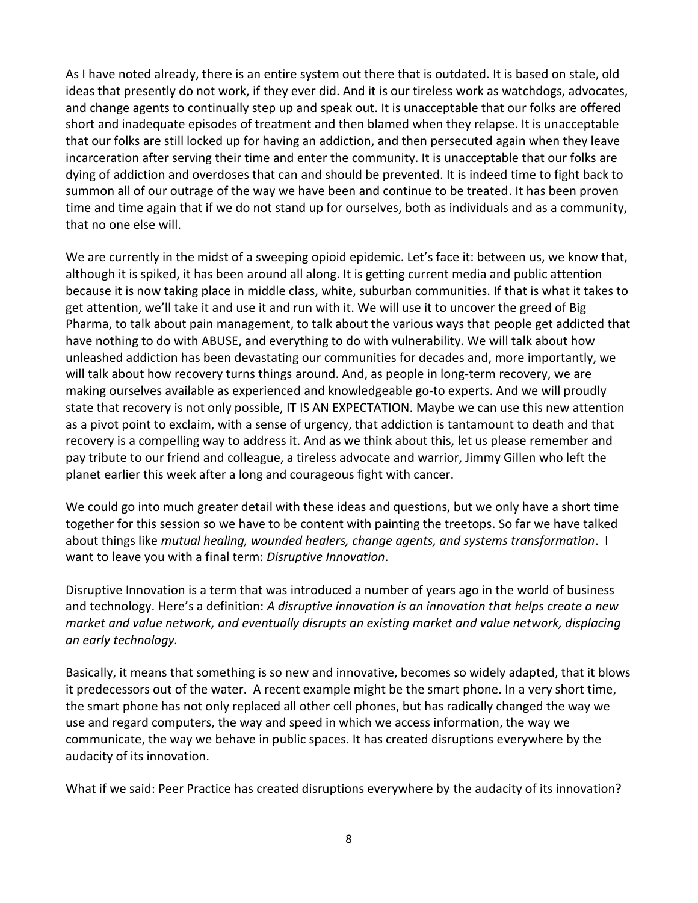As I have noted already, there is an entire system out there that is outdated. It is based on stale, old ideas that presently do not work, if they ever did. And it is our tireless work as watchdogs, advocates, and change agents to continually step up and speak out. It is unacceptable that our folks are offered short and inadequate episodes of treatment and then blamed when they relapse. It is unacceptable that our folks are still locked up for having an addiction, and then persecuted again when they leave incarceration after serving their time and enter the community. It is unacceptable that our folks are dying of addiction and overdoses that can and should be prevented. It is indeed time to fight back to summon all of our outrage of the way we have been and continue to be treated. It has been proven time and time again that if we do not stand up for ourselves, both as individuals and as a community, that no one else will.

We are currently in the midst of a sweeping opioid epidemic. Let's face it: between us, we know that, although it is spiked, it has been around all along. It is getting current media and public attention because it is now taking place in middle class, white, suburban communities. If that is what it takes to get attention, we'll take it and use it and run with it. We will use it to uncover the greed of Big Pharma, to talk about pain management, to talk about the various ways that people get addicted that have nothing to do with ABUSE, and everything to do with vulnerability. We will talk about how unleashed addiction has been devastating our communities for decades and, more importantly, we will talk about how recovery turns things around. And, as people in long-term recovery, we are making ourselves available as experienced and knowledgeable go-to experts. And we will proudly state that recovery is not only possible, IT IS AN EXPECTATION. Maybe we can use this new attention as a pivot point to exclaim, with a sense of urgency, that addiction is tantamount to death and that recovery is a compelling way to address it. And as we think about this, let us please remember and pay tribute to our friend and colleague, a tireless advocate and warrior, Jimmy Gillen who left the planet earlier this week after a long and courageous fight with cancer.

We could go into much greater detail with these ideas and questions, but we only have a short time together for this session so we have to be content with painting the treetops. So far we have talked about things like *mutual healing, wounded healers, change agents, and systems transformation*. I want to leave you with a final term: *Disruptive Innovation*.

Disruptive Innovation is a term that was introduced a number of years ago in the world of business and technology. Here's a definition: *A disruptive innovation is an innovation that helps create a new market and value network, and eventually disrupts an existing market and value network, displacing an early technology.*

Basically, it means that something is so new and innovative, becomes so widely adapted, that it blows it predecessors out of the water. A recent example might be the smart phone. In a very short time, the smart phone has not only replaced all other cell phones, but has radically changed the way we use and regard computers, the way and speed in which we access information, the way we communicate, the way we behave in public spaces. It has created disruptions everywhere by the audacity of its innovation.

What if we said: Peer Practice has created disruptions everywhere by the audacity of its innovation?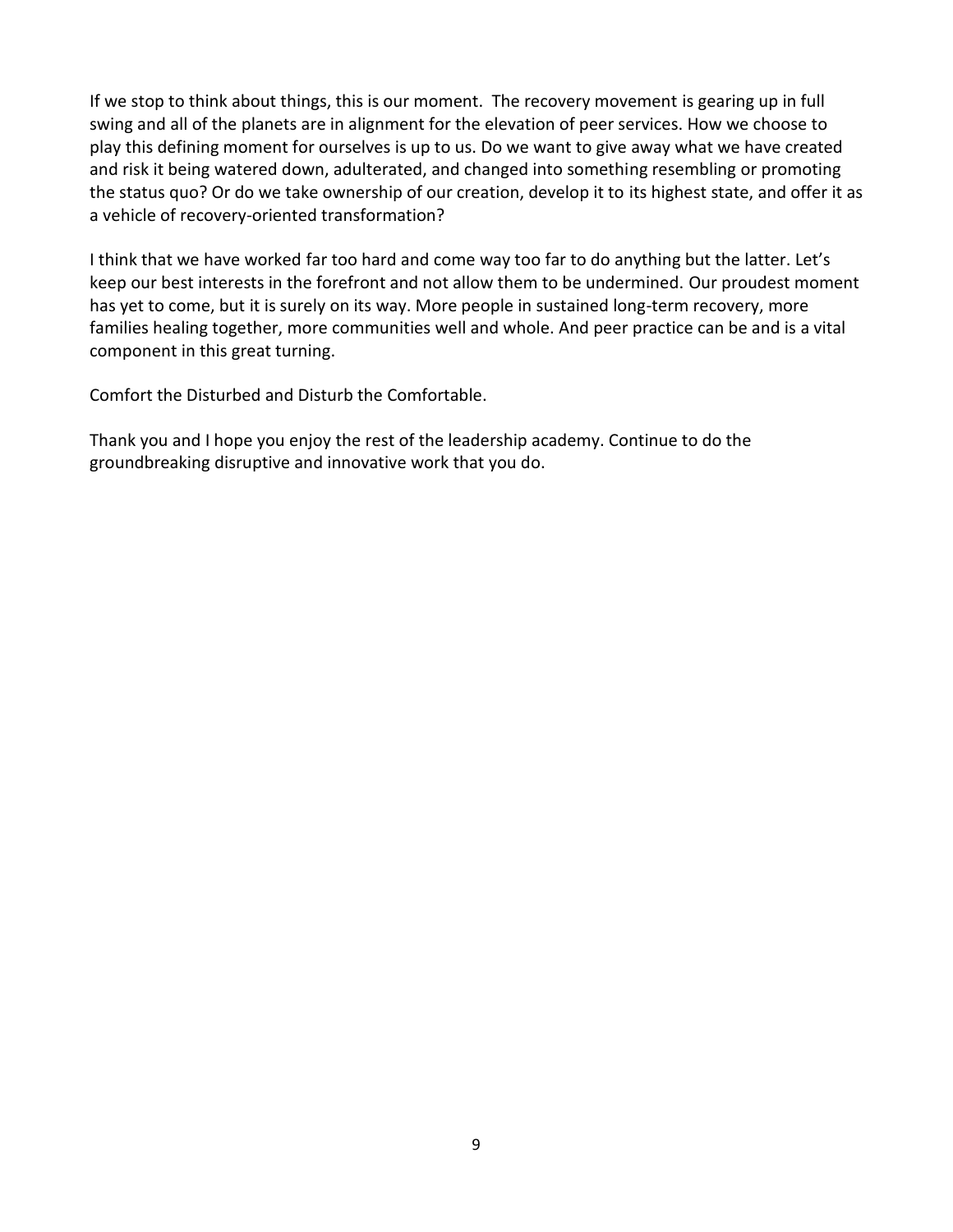If we stop to think about things, this is our moment. The recovery movement is gearing up in full swing and all of the planets are in alignment for the elevation of peer services. How we choose to play this defining moment for ourselves is up to us. Do we want to give away what we have created and risk it being watered down, adulterated, and changed into something resembling or promoting the status quo? Or do we take ownership of our creation, develop it to its highest state, and offer it as a vehicle of recovery-oriented transformation?

I think that we have worked far too hard and come way too far to do anything but the latter. Let's keep our best interests in the forefront and not allow them to be undermined. Our proudest moment has yet to come, but it is surely on its way. More people in sustained long-term recovery, more families healing together, more communities well and whole. And peer practice can be and is a vital component in this great turning.

Comfort the Disturbed and Disturb the Comfortable.

Thank you and I hope you enjoy the rest of the leadership academy. Continue to do the groundbreaking disruptive and innovative work that you do.